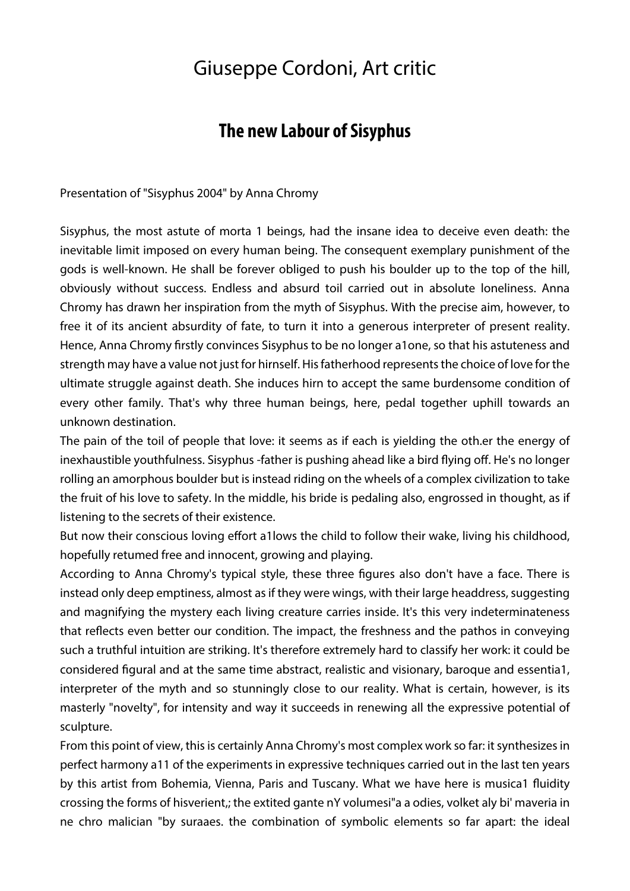# Giuseppe Cordoni, Art critic

## The new Labour of Sisyphus

Presentation of "Sisyphus 2004" by Anna Chromy

Sisyphus, the most astute of morta 1 beings, had the insane idea to deceive even death: the inevitable limit imposed on every human being. The consequent exemplary punishment of the gods is well-known. He shall be forever obliged to push his boulder up to the top of the hill, obviously without success. Endless and absurd toil carried out in absolute loneliness. Anna Chromy has drawn her inspiration from the myth of Sisyphus. With the precise aim, however, to free it of its ancient absurdity of fate, to turn it into a generous interpreter of present reality. Hence, Anna Chromy firstly convinces Sisyphus to be no longer a1one, so that his astuteness and strength may have a value not just for hirnself. His fatherhood represents the choice of love for the ultimate struggle against death. She induces hirn to accept the same burdensome condition of every other family. That's why three human beings, here, pedal together uphill towards an unknown destination.

The pain of the toil of people that love: it seems as if each is yielding the oth.er the energy of inexhaustible youthfulness. Sisyphus -father is pushing ahead like a bird flying off. He's no longer rolling an amorphous boulder but is instead riding on the wheels of a complex civilization to take the fruit of his love to safety. In the middle, his bride is pedaling also, engrossed in thought, as if listening to the secrets of their existence.

But now their conscious loving effort a1lows the child to follow their wake, living his childhood, hopefully retumed free and innocent, growing and playing.

According to Anna Chromy's typical style, these three figures also don't have a face. There is instead only deep emptiness, almost as if they were wings, with their large headdress, suggesting and magnifying the mystery each living creature carries inside. It's this very indeterminateness that reflects even better our condition. The impact, the freshness and the pathos in conveying such a truthful intuition are striking. It's therefore extremely hard to classify her work: it could be considered figural and at the same time abstract, realistic and visionary, baroque and essentia1, interpreter of the myth and so stunningly close to our reality. What is certain, however, is its masterly "novelty", for intensity and way it succeeds in renewing all the expressive potential of sculpture.

From this point of view, this is certainly Anna Chromy's most complex work so far: it synthesizes in perfect harmony a11 of the experiments in expressive techniques carried out in the last ten years by this artist from Bohemia, Vienna, Paris and Tuscany. What we have here is musica1 fluidity crossing the forms of hisverient,; the extited gante nY volumesi"a a odies, volket aly bi' maveria in ne chro malician "by suraaes. the combination of symbolic elements so far apart: the ideal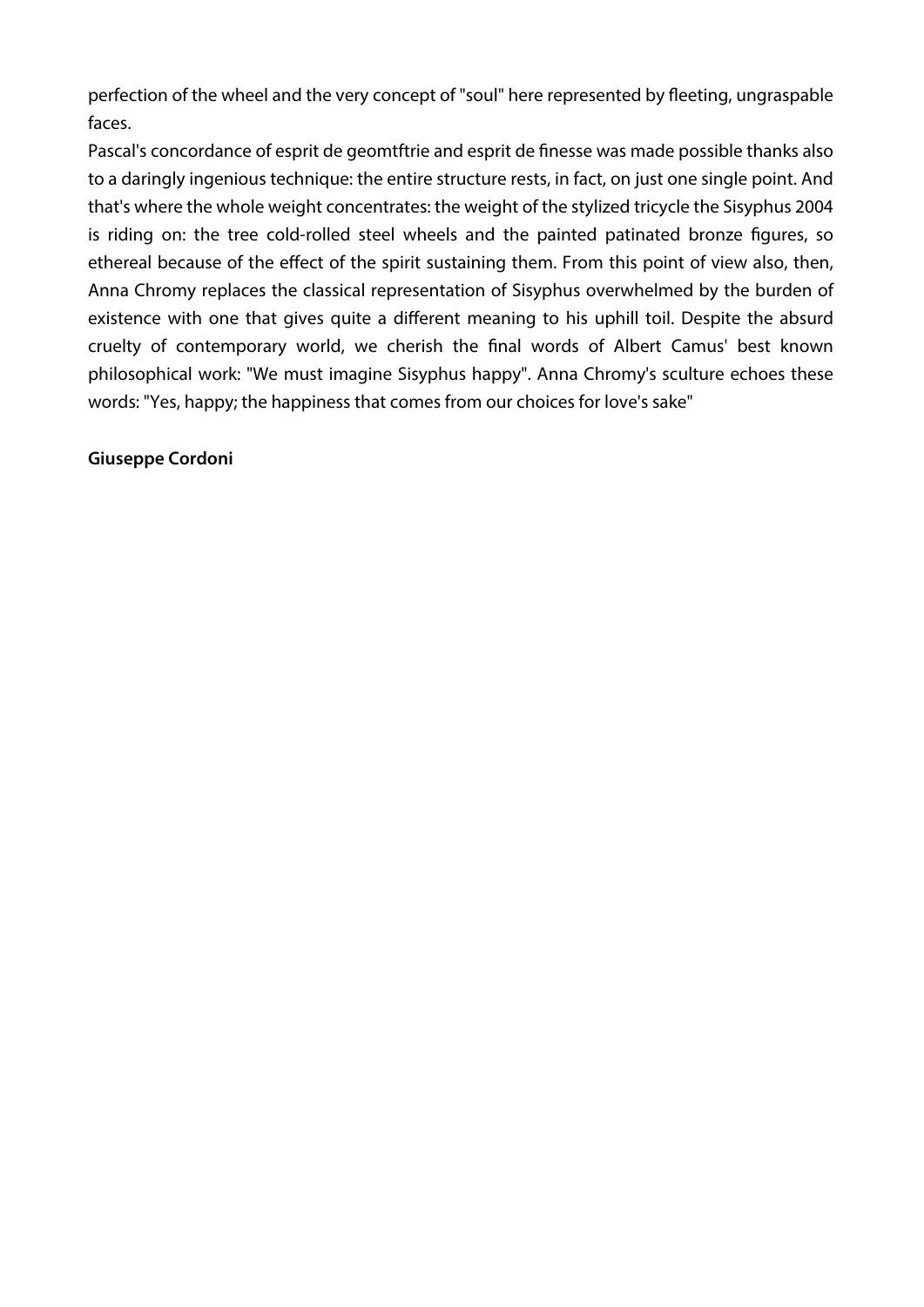perfection of the wheel and the very concept of "soul" here represented by fleeting, ungraspable faces.

Pascal's concordance of esprit de geomtftrie and esprit de finesse was made possible thanks also to a daringly ingenious technique: the entire structure rests, in fact, on just one single point. And that's where the whole weight concentrates: the weight of the stylized tricycle the Sisyphus 2004 is riding on: the tree cold-rolled steel wheels and the painted patinated bronze figures, so ethereal because of the effect of the spirit sustaining them. From this point of view also, then, Anna Chromy replaces the classical representation of Sisyphus overwhelmed by the burden of existence with one that gives quite a different meaning to his uphill toil. Despite the absurd cruelty of contemporary world, we cherish the final words of Albert Camus' best known philosophical work: "We must imagine Sisyphus happy". Anna Chromy's sculture echoes these words: "Yes, happy; the happiness that comes from our choices for love's sake"

**Giuseppe Cordoni**